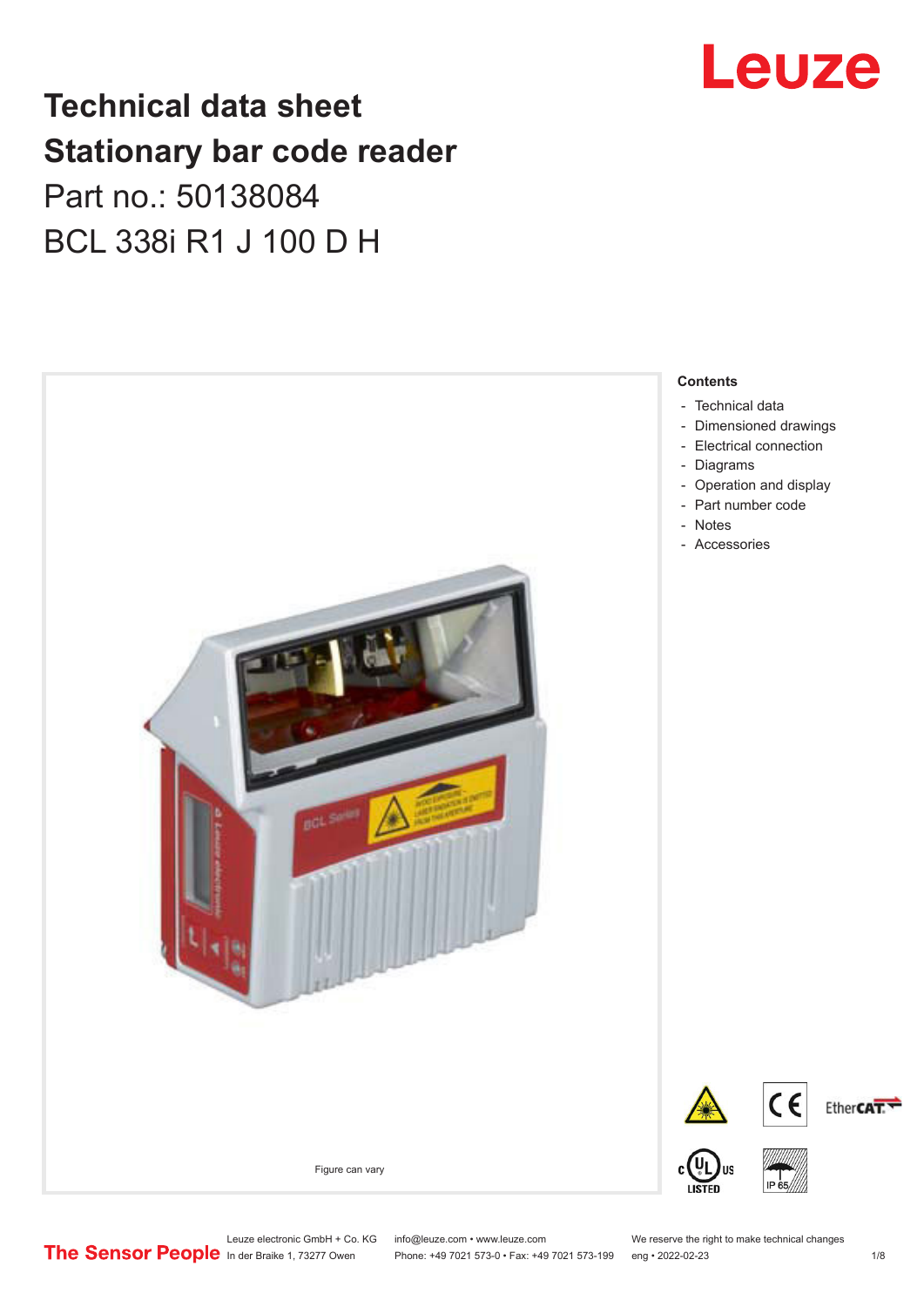# Technical data sheet
# Stationary bar code reader

Part no.: 50138084

BCL 338i R1 J 100 D H

Figure can vary

**Contents**

- Technical data
- Dimensioned drawings
- Electrical connection
- Diagrams
- Operation and display
- Part number code
- Notes
- Accessories

Leuze electronic GmbH + Co. KG
In der Braike 1, 73277 Owen

info@leuze.com • www.leuze.com
Phone: +49 7021 573-0 • Fax: +49 7021 573-199

We reserve the right to make technical changes
eng • 2022-02-23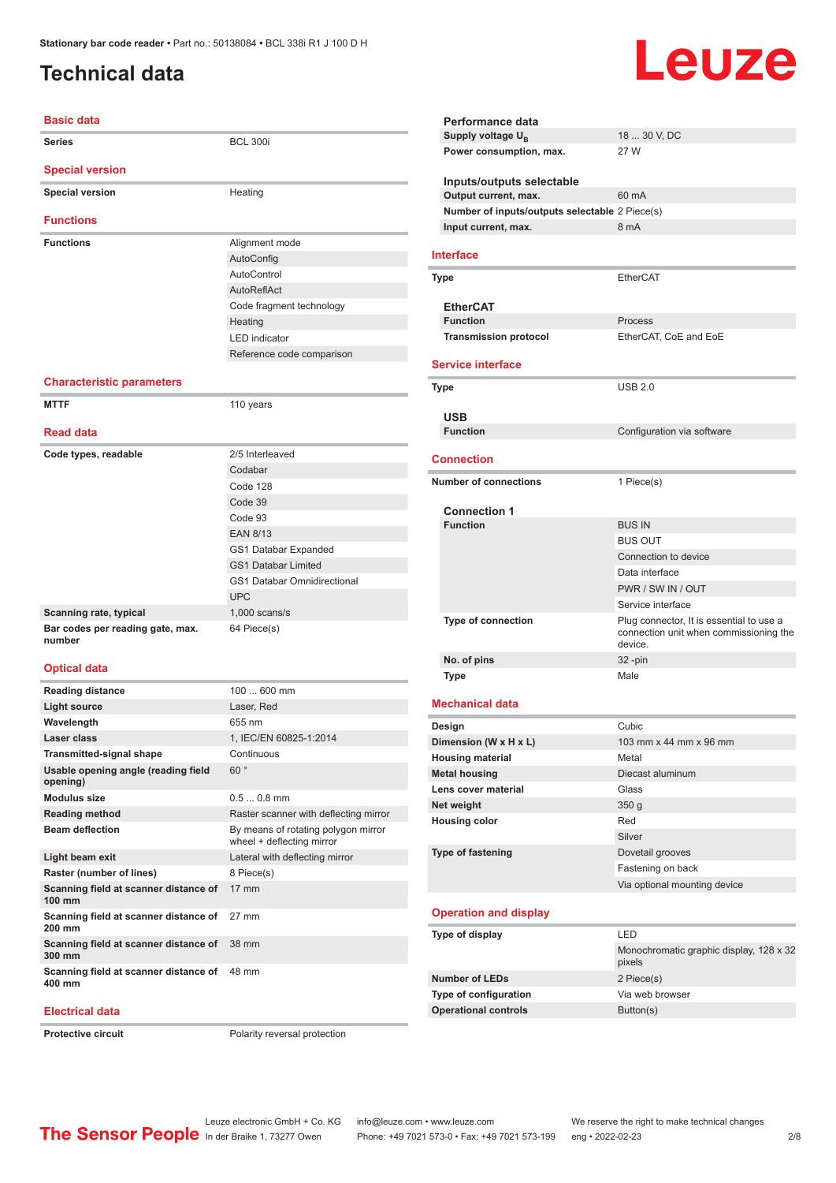Stationary bar code reader • Part no.: 50138084 • BCL 338i R1 J 100 D H

# Technical data

## Basic data

| | |
|---|---|
| **Series** | BCL 300i |

## Special version

| | |
|---|---|
| **Special version** | Heating |

## Functions

| | |
|---|---|
| **Functions** | Alignment mode |
| | AutoConfig |
| | AutoControl |
| | AutoReflAct |
| | Code fragment technology |
| | Heating |
| | LED indicator |
| | Reference code comparison |

## Characteristic parameters

| | |
|---|---|
| **MTTF** | 110 years |

## Read data

| | |
|---|---|
| **Code types, readable** | 2/5 Interleaved |
| | Codabar |
| | Code 128 |
| | Code 39 |
| | Code 93 |
| | EAN 8/13 |
| | GS1 Databar Expanded |
| | GS1 Databar Limited |
| | GS1 Databar Omnidirectional |
| | UPC |
| **Scanning rate, typical** | 1,000 scans/s |
| **Bar codes per reading gate, max. number** | 64 Piece(s) |

## Optical data

| | |
|---|---|
| **Reading distance** | 100 ... 600 mm |
| **Light source** | Laser, Red |
| **Wavelength** | 655 nm |
| **Laser class** | 1, IEC/EN 60825-1:2014 |
| **Transmitted-signal shape** | Continuous |
| **Usable opening angle (reading field opening)** | 60 ° |
| **Modulus size** | 0.5 ... 0.8 mm |
| **Reading method** | Raster scanner with deflecting mirror |
| **Beam deflection** | By means of rotating polygon mirror wheel + deflecting mirror |
| **Light beam exit** | Lateral with deflecting mirror |
| **Raster (number of lines)** | 8 Piece(s) |
| **Scanning field at scanner distance of 100 mm** | 17 mm |
| **Scanning field at scanner distance of 200 mm** | 27 mm |
| **Scanning field at scanner distance of 300 mm** | 38 mm |
| **Scanning field at scanner distance of 400 mm** | 48 mm |

## Electrical data

| | |
|---|---|
| **Protective circuit** | Polarity reversal protection |

### Performance data

| | |
|---|---|
| **Supply voltage $U_B$** | 18 ... 30 V, DC |
| **Power consumption, max.** | 27 W |

### Inputs/outputs selectable

| | |
|---|---|
| **Output current, max.** | 60 mA |
| **Number of inputs/outputs selectable** | 2 Piece(s) |
| **Input current, max.** | 8 mA |

## Interface

| | |
|---|---|
| **Type** | EtherCAT |

### EtherCAT

| | |
|---|---|
| **Function** | Process |
| **Transmission protocol** | EtherCAT, CoE and EoE |

## Service interface

| | |
|---|---|
| **Type** | USB 2.0 |

### USB

| | |
|---|---|
| **Function** | Configuration via software |

## Connection

| | |
|---|---|
| **Number of connections** | 1 Piece(s) |

### Connection 1

| | |
|---|---|
| **Function** | BUS IN |
| | BUS OUT |
| | Connection to device |
| | Data interface |
| | PWR / SW IN / OUT |
| | Service interface |
| **Type of connection** | Plug connector, It is essential to use a connection unit when commissioning the device. |
| **No. of pins** | 32 -pin |
| **Type** | Male |

## Mechanical data

| | |
|---|---|
| **Design** | Cubic |
| **Dimension (W x H x L)** | 103 mm x 44 mm x 96 mm |
| **Housing material** | Metal |
| **Metal housing** | Diecast aluminum |
| **Lens cover material** | Glass |
| **Net weight** | 350 g |
| **Housing color** | Red |
| | Silver |
| **Type of fastening** | Dovetail grooves |
| | Fastening on back |
| | Via optional mounting device |

## Operation and display

| | |
|---|---|
| **Type of display** | LED |
| | Monochromatic graphic display, 128 x 32 pixels |
| **Number of LEDs** | 2 Piece(s) |
| **Type of configuration** | Via web browser |
| **Operational controls** | Button(s) |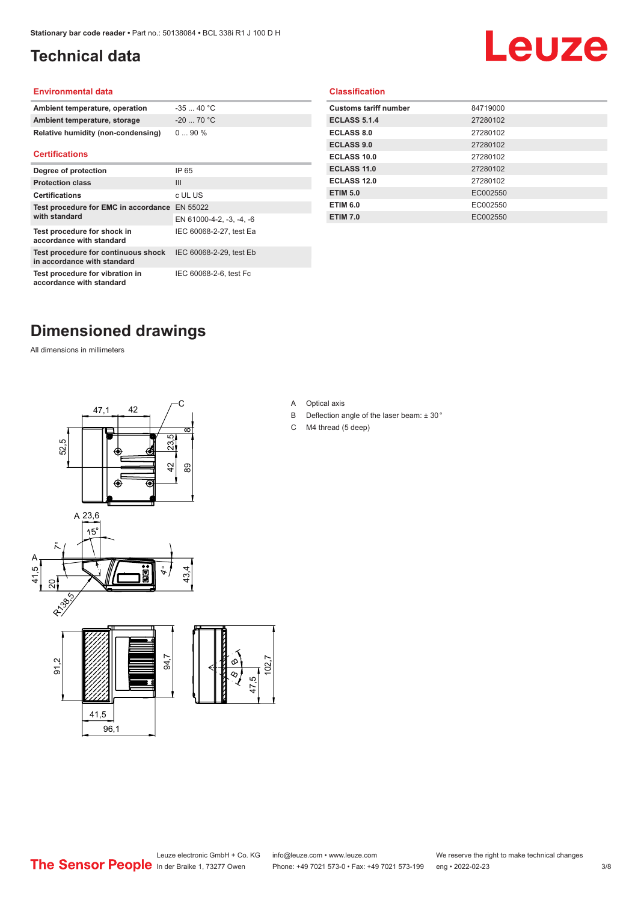# Technical data

## Environmental data

| | |
|---|---|
| **Ambient temperature, operation** | -35 ... 40 °C |
| **Ambient temperature, storage** | -20 ... 70 °C |
| **Relative humidity (non-condensing)** | 0 ... 90 % |

## Certifications

| | |
|---|---|
| **Degree of protection** | IP 65 |
| **Protection class** | III |
| **Certifications** | c UL US |
| **Test procedure for EMC in accordance with standard** | EN 55022 |
| | EN 61000-4-2, -3, -4, -6 |
| **Test procedure for shock in accordance with standard** | IEC 60068-2-27, test Ea |
| **Test procedure for continuous shock in accordance with standard** | IEC 60068-2-29, test Eb |
| **Test procedure for vibration in accordance with standard** | IEC 60068-2-6, test Fc |

## Classification

| | |
|---|---|
| **Customs tariff number** | 84719000 |
| **ECLASS 5.1.4** | 27280102 |
| **ECLASS 8.0** | 27280102 |
| **ECLASS 9.0** | 27280102 |
| **ECLASS 10.0** | 27280102 |
| **ECLASS 11.0** | 27280102 |
| **ECLASS 12.0** | 27280102 |
| **ETIM 5.0** | EC002550 |
| **ETIM 6.0** | EC002550 |
| **ETIM 7.0** | EC002550 |

# Dimensioned drawings

All dimensions in millimeters

A Optical axis

B Deflection angle of the laser beam: ± 30 °

C M4 thread (5 deep)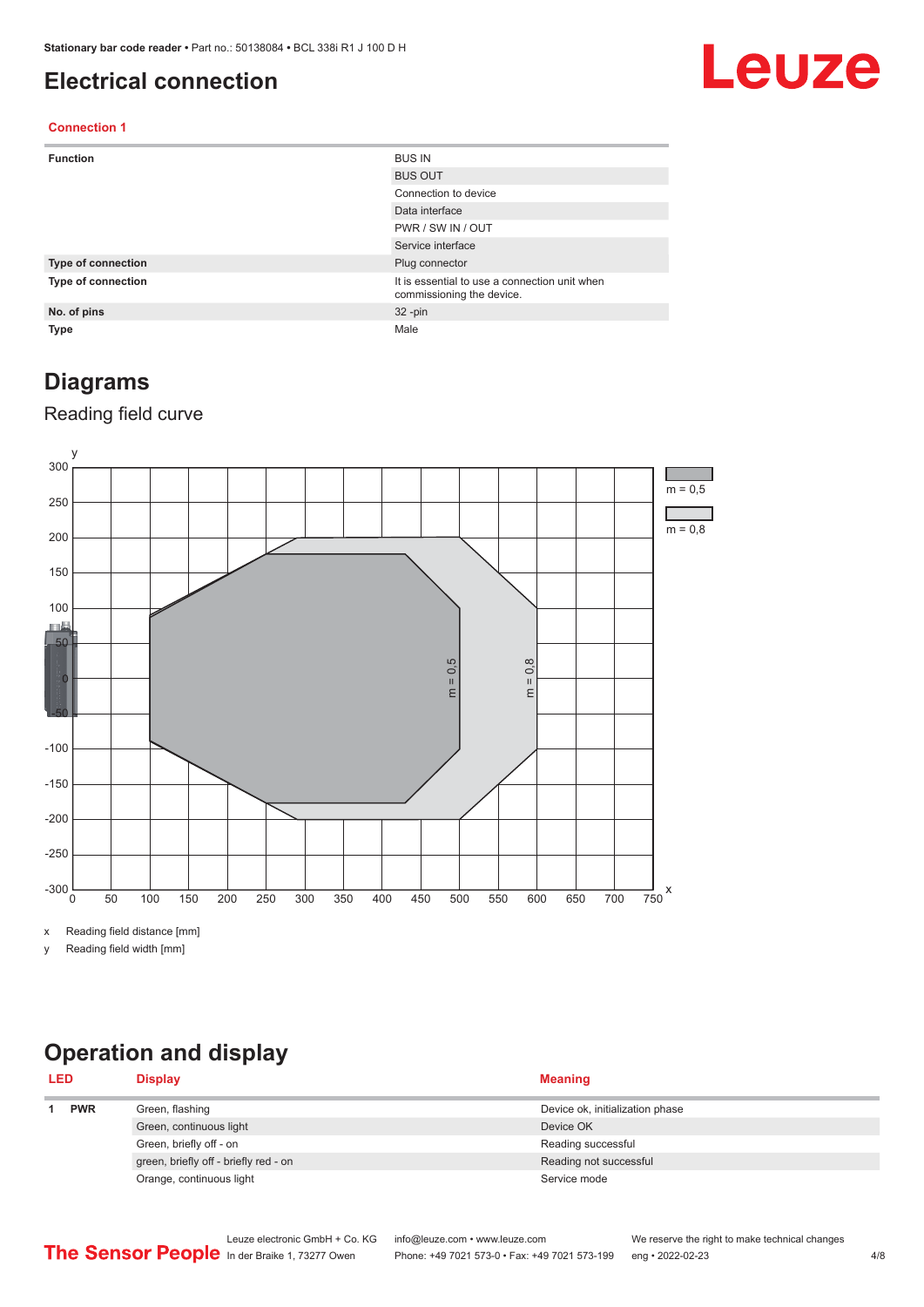## Electrical connection

### Connection 1

| | |
|---|---|
| **Function** | BUS IN |
| | BUS OUT |
| | Connection to device |
| | Data interface |
| | PWR / SW IN / OUT |
| | Service interface |
| **Type of connection** | Plug connector |
| **Type of connection** | It is essential to use a connection unit when commissioning the device. |
| **No. of pins** | 32 -pin |
| **Type** | Male |

## Diagrams

### Reading field curve

x Reading field distance [mm]

y Reading field width [mm]

## Operation and display

| LED | | Display | Meaning |
|---|---|---|---|
| 1 | PWR | Green, flashing | Device ok, initialization phase |
| | | Green, continuous light | Device OK |
| | | Green, briefly off - on | Reading successful |
| | | green, briefly off - briefly red - on | Reading not successful |
| | | Orange, continuous light | Service mode |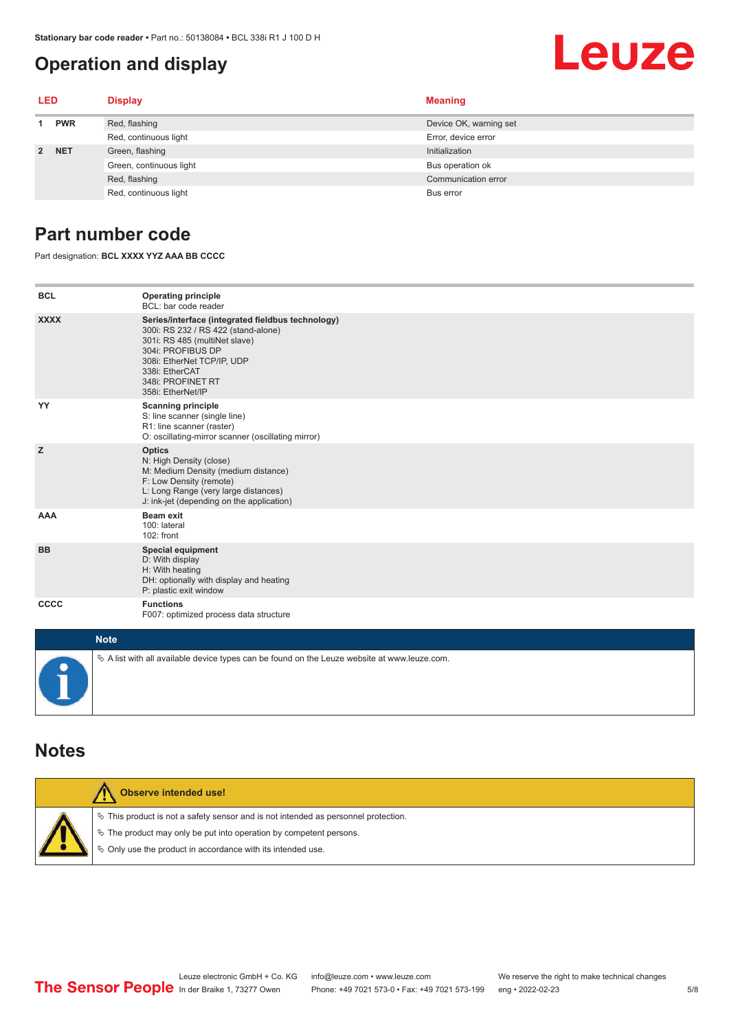## Operation and display

| LED | | Display | Meaning |
|---|---|---|---|
| 1 | PWR | Red, flashing | Device OK, warning set |
| | | Red, continuous light | Error, device error |
| 2 | NET | Green, flashing | Initialization |
| | | Green, continuous light | Bus operation ok |
| | | Red, flashing | Communication error |
| | | Red, continuous light | Bus error |

## Part number code

Part designation: **BCL XXXX YYZ AAA BB CCCC**

| | |
|---|---|
| **BCL** | **Operating principle**<br>BCL: bar code reader |
| **XXXX** | **Series/interface (integrated fieldbus technology)**<br>300i: RS 232 / RS 422 (stand-alone)<br>301i: RS 485 (multiNet slave)<br>304i: PROFIBUS DP<br>308i: EtherNet TCP/IP, UDP<br>338i: EtherCAT<br>348i: PROFINET RT<br>358i: EtherNet/IP |
| **YY** | **Scanning principle**<br>S: line scanner (single line)<br>R1: line scanner (raster)<br>O: oscillating-mirror scanner (oscillating mirror) |
| **Z** | **Optics**<br>N: High Density (close)<br>M: Medium Density (medium distance)<br>F: Low Density (remote)<br>L: Long Range (very large distances)<br>J: ink-jet (depending on the application) |
| **AAA** | **Beam exit**<br>100: lateral<br>102: front |
| **BB** | **Special equipment**<br>D: With display<br>H: With heating<br>DH: optionally with display and heating<br>P: plastic exit window |
| **CCCC** | **Functions**<br>F007: optimized process data structure |

**Note**

- A list with all available device types can be found on the Leuze website at www.leuze.com.

## Notes

**Observe intended use!**

- This product is not a safety sensor and is not intended as personnel protection.
- The product may only be put into operation by competent persons.
- Only use the product in accordance with its intended use.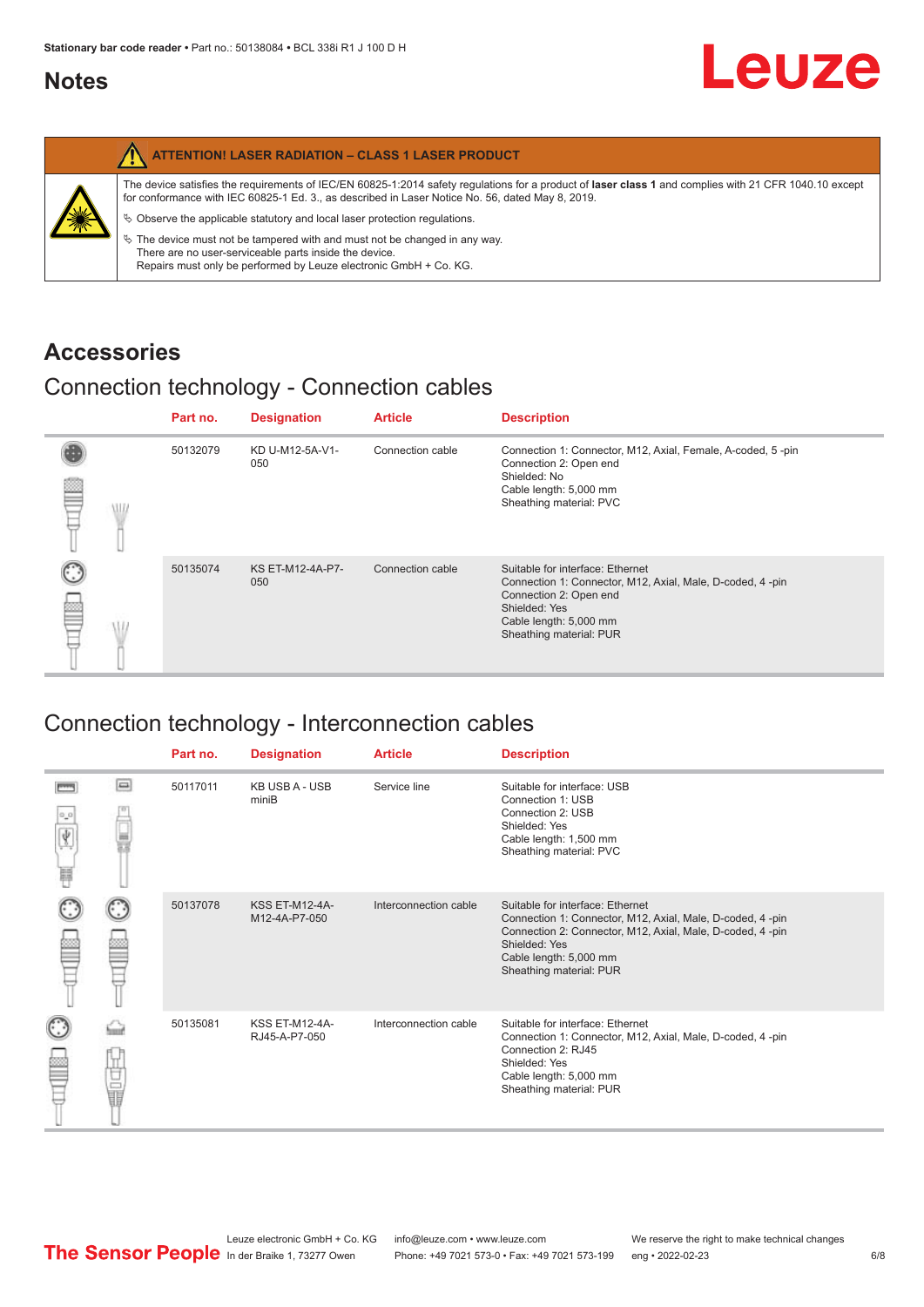## Notes

**ATTENTION! LASER RADIATION – CLASS 1 LASER PRODUCT**

The device satisfies the requirements of IEC/EN 60825-1:2014 safety regulations for a product of **laser class 1** and complies with 21 CFR 1040.10 except for conformance with IEC 60825-1 Ed. 3., as described in Laser Notice No. 56, dated May 8, 2019.

↳ Observe the applicable statutory and local laser protection regulations.

↳ The device must not be tampered with and must not be changed in any way.
There are no user-serviceable parts inside the device.
Repairs must only be performed by Leuze electronic GmbH + Co. KG.

# Accessories

## Connection technology - Connection cables

| Part no. | Designation | Article | Description |
|---|---|---|---|
| 50132079 | KD U-M12-5A-V1-050 | Connection cable | Connection 1: Connector, M12, Axial, Female, A-coded, 5 -pin<br>Connection 2: Open end<br>Shielded: No<br>Cable length: 5,000 mm<br>Sheathing material: PVC |
| 50135074 | KS ET-M12-4A-P7-050 | Connection cable | Suitable for interface: Ethernet<br>Connection 1: Connector, M12, Axial, Male, D-coded, 4 -pin<br>Connection 2: Open end<br>Shielded: Yes<br>Cable length: 5,000 mm<br>Sheathing material: PUR |

## Connection technology - Interconnection cables

| Part no. | Designation | Article | Description |
|---|---|---|---|
| 50117011 | KB USB A - USB miniB | Service line | Suitable for interface: USB<br>Connection 1: USB<br>Connection 2: USB<br>Shielded: Yes<br>Cable length: 1,500 mm<br>Sheathing material: PVC |
| 50137078 | KSS ET-M12-4A-M12-4A-P7-050 | Interconnection cable | Suitable for interface: Ethernet<br>Connection 1: Connector, M12, Axial, Male, D-coded, 4 -pin<br>Connection 2: Connector, M12, Axial, Male, D-coded, 4 -pin<br>Shielded: Yes<br>Cable length: 5,000 mm<br>Sheathing material: PUR |
| 50135081 | KSS ET-M12-4A-RJ45-A-P7-050 | Interconnection cable | Suitable for interface: Ethernet<br>Connection 1: Connector, M12, Axial, Male, D-coded, 4 -pin<br>Connection 2: RJ45<br>Shielded: Yes<br>Cable length: 5,000 mm<br>Sheathing material: PUR |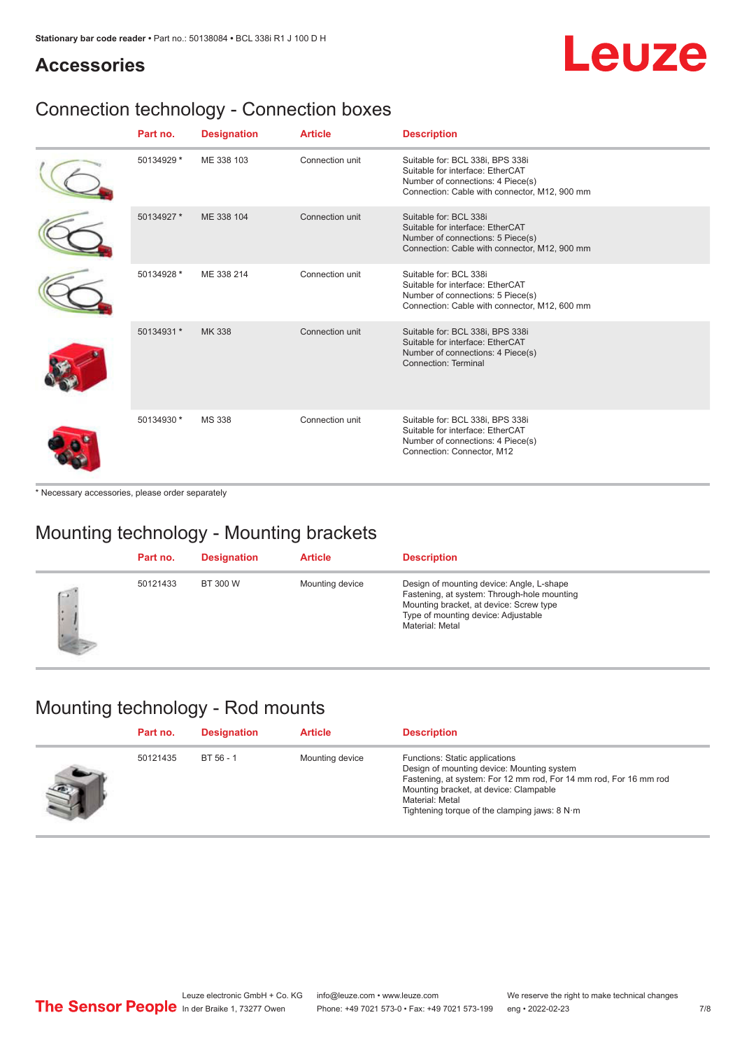## Accessories

### Connection technology - Connection boxes

| Part no. | Designation | Article | Description |
|---|---|---|---|
| 50134929 * | ME 338 103 | Connection unit | Suitable for: BCL 338i, BPS 338i<br>Suitable for interface: EtherCAT<br>Number of connections: 4 Piece(s)<br>Connection: Cable with connector, M12, 900 mm |
| 50134927 * | ME 338 104 | Connection unit | Suitable for: BCL 338i<br>Suitable for interface: EtherCAT<br>Number of connections: 5 Piece(s)<br>Connection: Cable with connector, M12, 900 mm |
| 50134928 * | ME 338 214 | Connection unit | Suitable for: BCL 338i<br>Suitable for interface: EtherCAT<br>Number of connections: 5 Piece(s)<br>Connection: Cable with connector, M12, 600 mm |
| 50134931 * | MK 338 | Connection unit | Suitable for: BCL 338i, BPS 338i<br>Suitable for interface: EtherCAT<br>Number of connections: 4 Piece(s)<br>Connection: Terminal |
| 50134930 * | MS 338 | Connection unit | Suitable for: BCL 338i, BPS 338i<br>Suitable for interface: EtherCAT<br>Number of connections: 4 Piece(s)<br>Connection: Connector, M12 |

* Necessary accessories, please order separately

### Mounting technology - Mounting brackets

| Part no. | Designation | Article | Description |
|---|---|---|---|
| 50121433 | BT 300 W | Mounting device | Design of mounting device: Angle, L-shape<br>Fastening, at system: Through-hole mounting<br>Mounting bracket, at device: Screw type<br>Type of mounting device: Adjustable<br>Material: Metal |

### Mounting technology - Rod mounts

| Part no. | Designation | Article | Description |
|---|---|---|---|
| 50121435 | BT 56 - 1 | Mounting device | Functions: Static applications<br>Design of mounting device: Mounting system<br>Fastening, at system: For 12 mm rod, For 14 mm rod, For 16 mm rod<br>Mounting bracket, at device: Clampable<br>Material: Metal<br>Tightening torque of the clamping jaws: 8 N·m |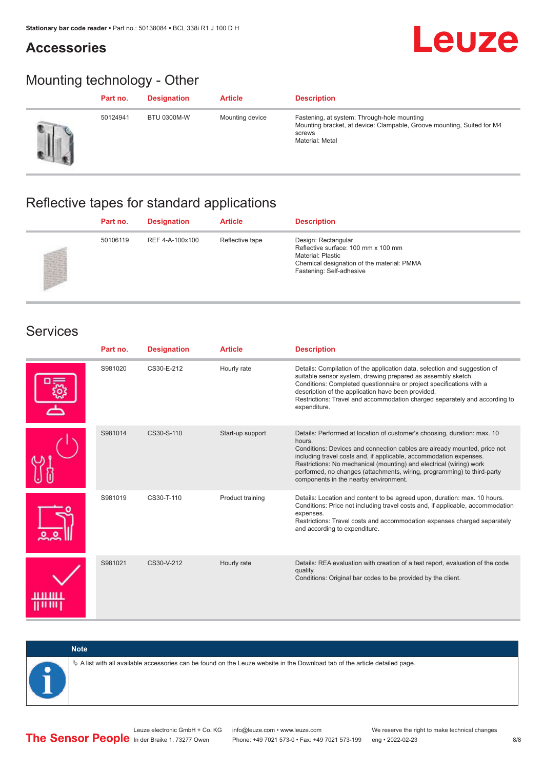## Accessories

### Mounting technology - Other

| Part no. | Designation | Article | Description |
| --- | --- | --- | --- |
| 50124941 | BTU 0300M-W | Mounting device | Fastening, at system: Through-hole mounting<br>Mounting bracket, at device: Clampable, Groove mounting, Suited for M4 screws<br>Material: Metal |

### Reflective tapes for standard applications

| Part no. | Designation | Article | Description |
| --- | --- | --- | --- |
| 50106119 | REF 4-A-100x100 | Reflective tape | Design: Rectangular<br>Reflective surface: 100 mm x 100 mm<br>Material: Plastic<br>Chemical designation of the material: PMMA<br>Fastening: Self-adhesive |

### Services

| Part no. | Designation | Article | Description |
| --- | --- | --- | --- |
| S981020 | CS30-E-212 | Hourly rate | Details: Compilation of the application data, selection and suggestion of suitable sensor system, drawing prepared as assembly sketch.<br>Conditions: Completed questionnaire or project specifications with a description of the application have been provided.<br>Restrictions: Travel and accommodation charged separately and according to expenditure. |
| S981014 | CS30-S-110 | Start-up support | Details: Performed at location of customer's choosing, duration: max. 10 hours.<br>Conditions: Devices and connection cables are already mounted, price not including travel costs and, if applicable, accommodation expenses.<br>Restrictions: No mechanical (mounting) and electrical (wiring) work performed, no changes (attachments, wiring, programming) to third-party components in the nearby environment. |
| S981019 | CS30-T-110 | Product training | Details: Location and content to be agreed upon, duration: max. 10 hours.<br>Conditions: Price not including travel costs and, if applicable, accommodation expenses.<br>Restrictions: Travel costs and accommodation expenses charged separately and according to expenditure. |
| S981021 | CS30-V-212 | Hourly rate | Details: REA evaluation with creation of a test report, evaluation of the code quality.<br>Conditions: Original bar codes to be provided by the client. |

**Note**

A list with all available accessories can be found on the Leuze website in the Download tab of the article detailed page.